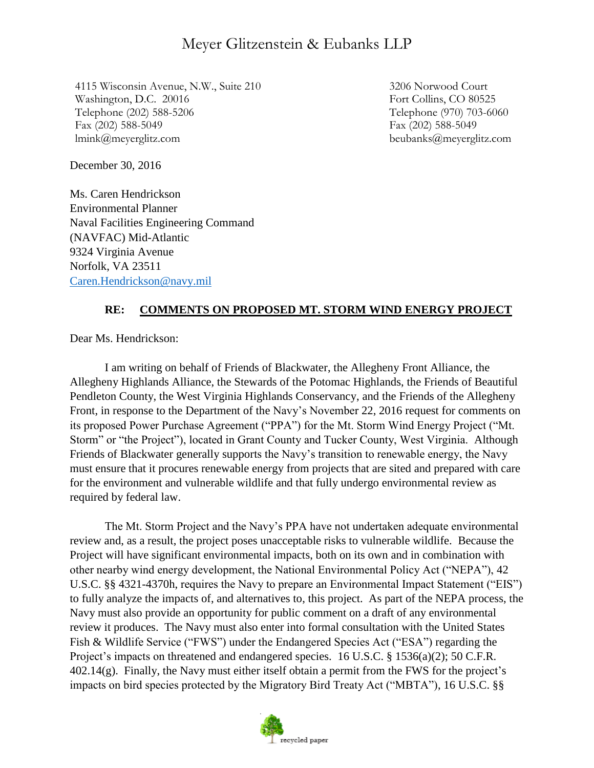# Meyer Glitzenstein & Eubanks LLP

4115 Wisconsin Avenue, N.W., Suite 210
Washington, D.C. 20016
Telephone (202) 588-5206
Fax (202) 588-5049
lmink@meyerglitz.com

3206 Norwood Court
Fort Collins, CO 80525
Telephone (970) 703-6060
Fax (202) 588-5049
beubanks@meyerglitz.com

December 30, 2016

Ms. Caren Hendrickson
Environmental Planner
Naval Facilities Engineering Command
(NAVFAC) Mid-Atlantic
9324 Virginia Avenue
Norfolk, VA 23511
Caren.Hendrickson@navy.mil

**RE: COMMENTS ON PROPOSED MT. STORM WIND ENERGY PROJECT**

Dear Ms. Hendrickson:

I am writing on behalf of Friends of Blackwater, the Allegheny Front Alliance, the Allegheny Highlands Alliance, the Stewards of the Potomac Highlands, the Friends of Beautiful Pendleton County, the West Virginia Highlands Conservancy, and the Friends of the Allegheny Front, in response to the Department of the Navy's November 22, 2016 request for comments on its proposed Power Purchase Agreement ("PPA") for the Mt. Storm Wind Energy Project ("Mt. Storm" or "the Project"), located in Grant County and Tucker County, West Virginia. Although Friends of Blackwater generally supports the Navy's transition to renewable energy, the Navy must ensure that it procures renewable energy from projects that are sited and prepared with care for the environment and vulnerable wildlife and that fully undergo environmental review as required by federal law.

The Mt. Storm Project and the Navy's PPA have not undertaken adequate environmental review and, as a result, the project poses unacceptable risks to vulnerable wildlife. Because the Project will have significant environmental impacts, both on its own and in combination with other nearby wind energy development, the National Environmental Policy Act ("NEPA"), 42 U.S.C. §§ 4321-4370h, requires the Navy to prepare an Environmental Impact Statement ("EIS") to fully analyze the impacts of, and alternatives to, this project. As part of the NEPA process, the Navy must also provide an opportunity for public comment on a draft of any environmental review it produces. The Navy must also enter into formal consultation with the United States Fish & Wildlife Service ("FWS") under the Endangered Species Act ("ESA") regarding the Project's impacts on threatened and endangered species. 16 U.S.C. § 1536(a)(2); 50 C.F.R. 402.14(g). Finally, the Navy must either itself obtain a permit from the FWS for the project's impacts on bird species protected by the Migratory Bird Treaty Act ("MBTA"), 16 U.S.C. §§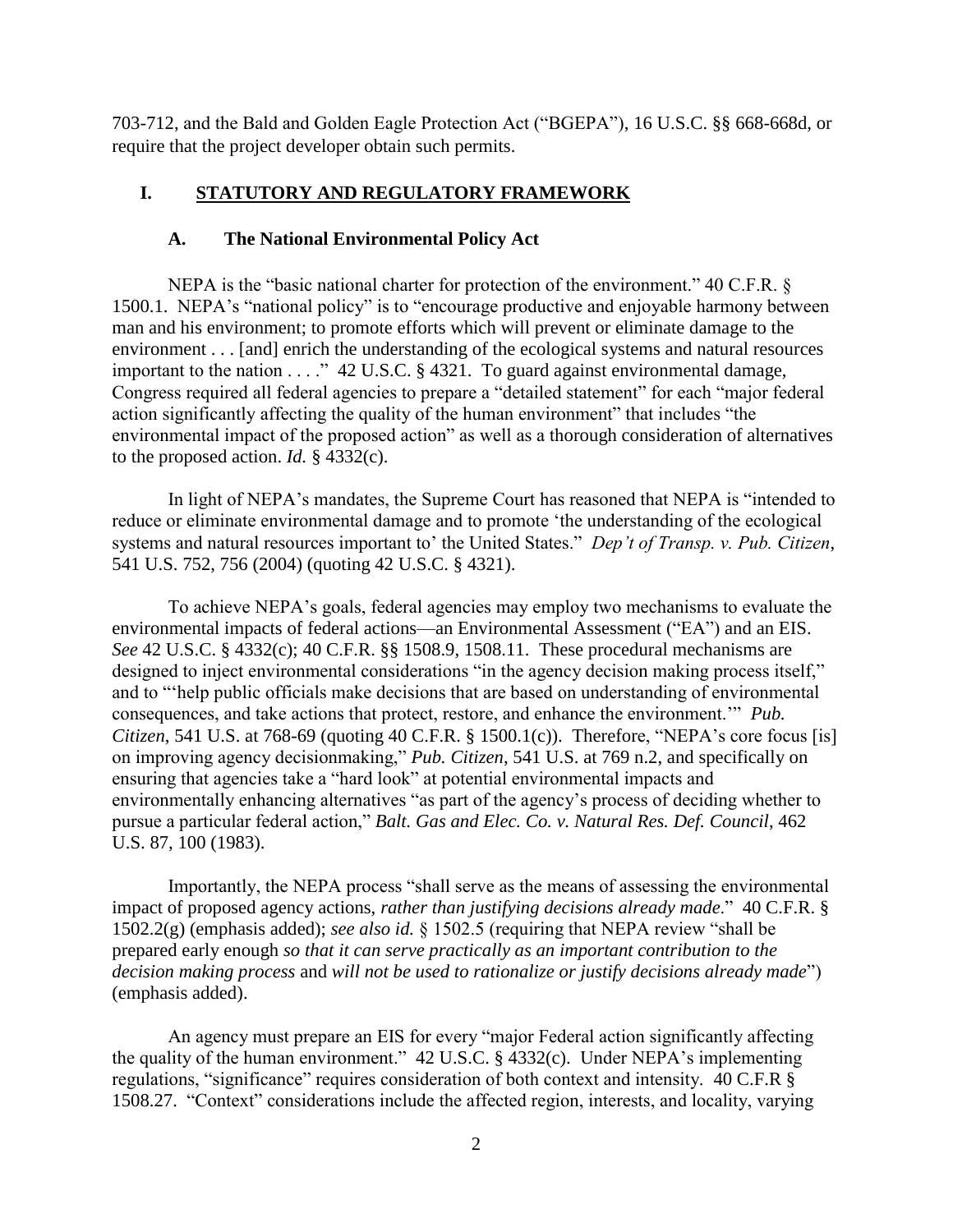703-712, and the Bald and Golden Eagle Protection Act ("BGEPA"), 16 U.S.C. §§ 668-668d, or require that the project developer obtain such permits.

## I. STATUTORY AND REGULATORY FRAMEWORK

### A. The National Environmental Policy Act

NEPA is the "basic national charter for protection of the environment." 40 C.F.R. § 1500.1. NEPA's "national policy" is to "encourage productive and enjoyable harmony between man and his environment; to promote efforts which will prevent or eliminate damage to the environment . . . [and] enrich the understanding of the ecological systems and natural resources important to the nation . . . ." 42 U.S.C. § 4321. To guard against environmental damage, Congress required all federal agencies to prepare a "detailed statement" for each "major federal action significantly affecting the quality of the human environment" that includes "the environmental impact of the proposed action" as well as a thorough consideration of alternatives to the proposed action. *Id.* § 4332(c).

In light of NEPA's mandates, the Supreme Court has reasoned that NEPA is "intended to reduce or eliminate environmental damage and to promote 'the understanding of the ecological systems and natural resources important to' the United States." *Dep't of Transp. v. Pub. Citizen*, 541 U.S. 752, 756 (2004) (quoting 42 U.S.C. § 4321).

To achieve NEPA's goals, federal agencies may employ two mechanisms to evaluate the environmental impacts of federal actions—an Environmental Assessment ("EA") and an EIS. *See* 42 U.S.C. § 4332(c); 40 C.F.R. §§ 1508.9, 1508.11. These procedural mechanisms are designed to inject environmental considerations "in the agency decision making process itself," and to "'help public officials make decisions that are based on understanding of environmental consequences, and take actions that protect, restore, and enhance the environment.'" *Pub. Citizen*, 541 U.S. at 768-69 (quoting 40 C.F.R. § 1500.1(c)). Therefore, "NEPA's core focus [is] on improving agency decisionmaking," *Pub. Citizen*, 541 U.S. at 769 n.2, and specifically on ensuring that agencies take a "hard look" at potential environmental impacts and environmentally enhancing alternatives "as part of the agency's process of deciding whether to pursue a particular federal action," *Balt. Gas and Elec. Co. v. Natural Res. Def. Council*, 462 U.S. 87, 100 (1983).

Importantly, the NEPA process "shall serve as the means of assessing the environmental impact of proposed agency actions, *rather than justifying decisions already made*." 40 C.F.R. § 1502.2(g) (emphasis added); *see also id.* § 1502.5 (requiring that NEPA review "shall be prepared early enough *so that it can serve practically as an important contribution to the decision making process* and *will not be used to rationalize or justify decisions already made*") (emphasis added).

An agency must prepare an EIS for every "major Federal action significantly affecting the quality of the human environment." 42 U.S.C. § 4332(c). Under NEPA's implementing regulations, "significance" requires consideration of both context and intensity. 40 C.F.R § 1508.27. "Context" considerations include the affected region, interests, and locality, varying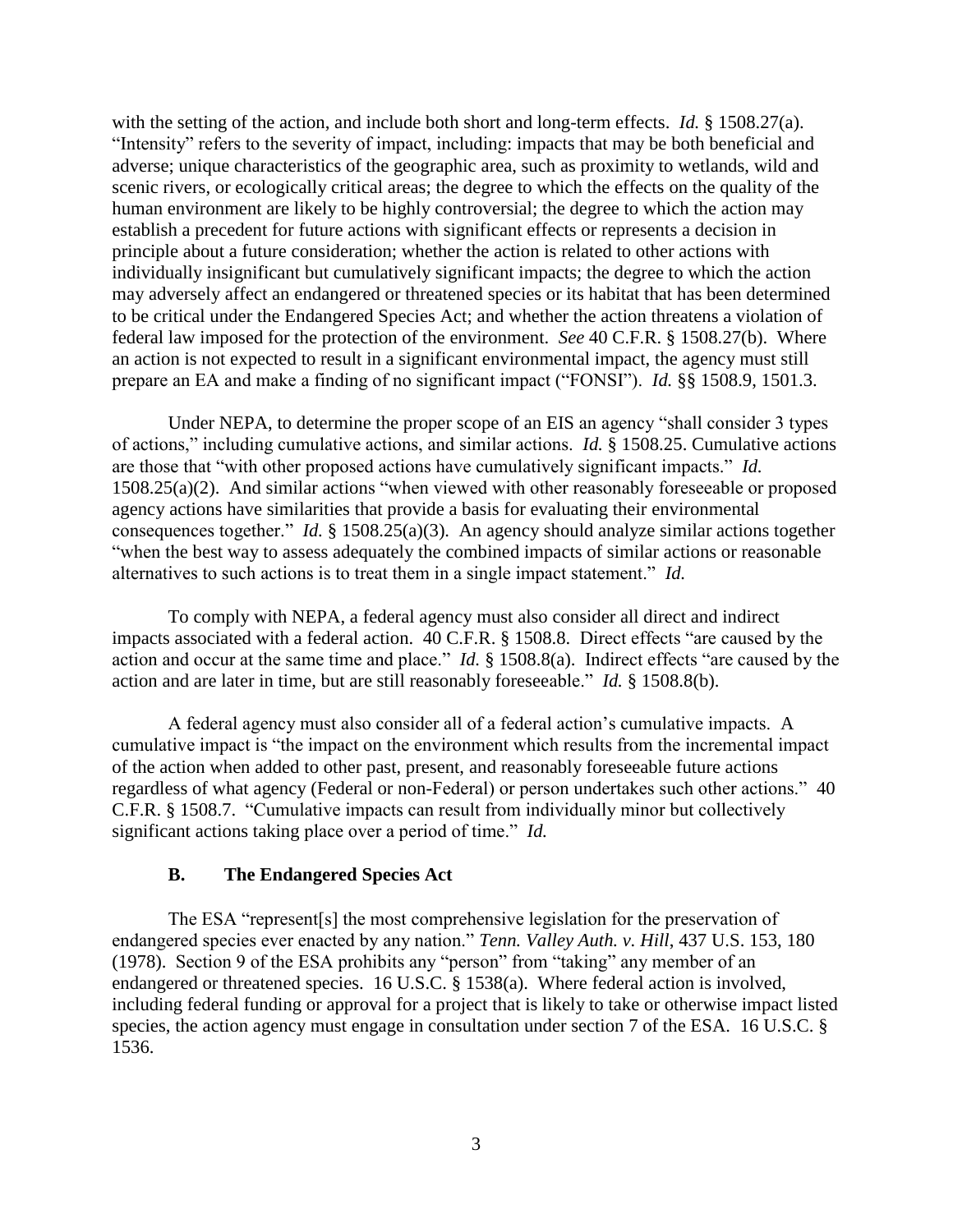with the setting of the action, and include both short and long-term effects. *Id.* § 1508.27(a). "Intensity" refers to the severity of impact, including: impacts that may be both beneficial and adverse; unique characteristics of the geographic area, such as proximity to wetlands, wild and scenic rivers, or ecologically critical areas; the degree to which the effects on the quality of the human environment are likely to be highly controversial; the degree to which the action may establish a precedent for future actions with significant effects or represents a decision in principle about a future consideration; whether the action is related to other actions with individually insignificant but cumulatively significant impacts; the degree to which the action may adversely affect an endangered or threatened species or its habitat that has been determined to be critical under the Endangered Species Act; and whether the action threatens a violation of federal law imposed for the protection of the environment. *See* 40 C.F.R. § 1508.27(b). Where an action is not expected to result in a significant environmental impact, the agency must still prepare an EA and make a finding of no significant impact ("FONSI"). *Id.* §§ 1508.9, 1501.3.

Under NEPA, to determine the proper scope of an EIS an agency "shall consider 3 types of actions," including cumulative actions, and similar actions. *Id.* § 1508.25. Cumulative actions are those that "with other proposed actions have cumulatively significant impacts." *Id.* 1508.25(a)(2). And similar actions "when viewed with other reasonably foreseeable or proposed agency actions have similarities that provide a basis for evaluating their environmental consequences together." *Id.* § 1508.25(a)(3). An agency should analyze similar actions together "when the best way to assess adequately the combined impacts of similar actions or reasonable alternatives to such actions is to treat them in a single impact statement." *Id.*

To comply with NEPA, a federal agency must also consider all direct and indirect impacts associated with a federal action. 40 C.F.R. § 1508.8. Direct effects "are caused by the action and occur at the same time and place." *Id.* § 1508.8(a). Indirect effects "are caused by the action and are later in time, but are still reasonably foreseeable." *Id.* § 1508.8(b).

A federal agency must also consider all of a federal action's cumulative impacts. A cumulative impact is "the impact on the environment which results from the incremental impact of the action when added to other past, present, and reasonably foreseeable future actions regardless of what agency (Federal or non-Federal) or person undertakes such other actions." 40 C.F.R. § 1508.7. "Cumulative impacts can result from individually minor but collectively significant actions taking place over a period of time." *Id.*

### B. The Endangered Species Act

The ESA "represent[s] the most comprehensive legislation for the preservation of endangered species ever enacted by any nation." *Tenn. Valley Auth. v. Hill*, 437 U.S. 153, 180 (1978). Section 9 of the ESA prohibits any "person" from "taking" any member of an endangered or threatened species. 16 U.S.C. § 1538(a). Where federal action is involved, including federal funding or approval for a project that is likely to take or otherwise impact listed species, the action agency must engage in consultation under section 7 of the ESA. 16 U.S.C. § 1536.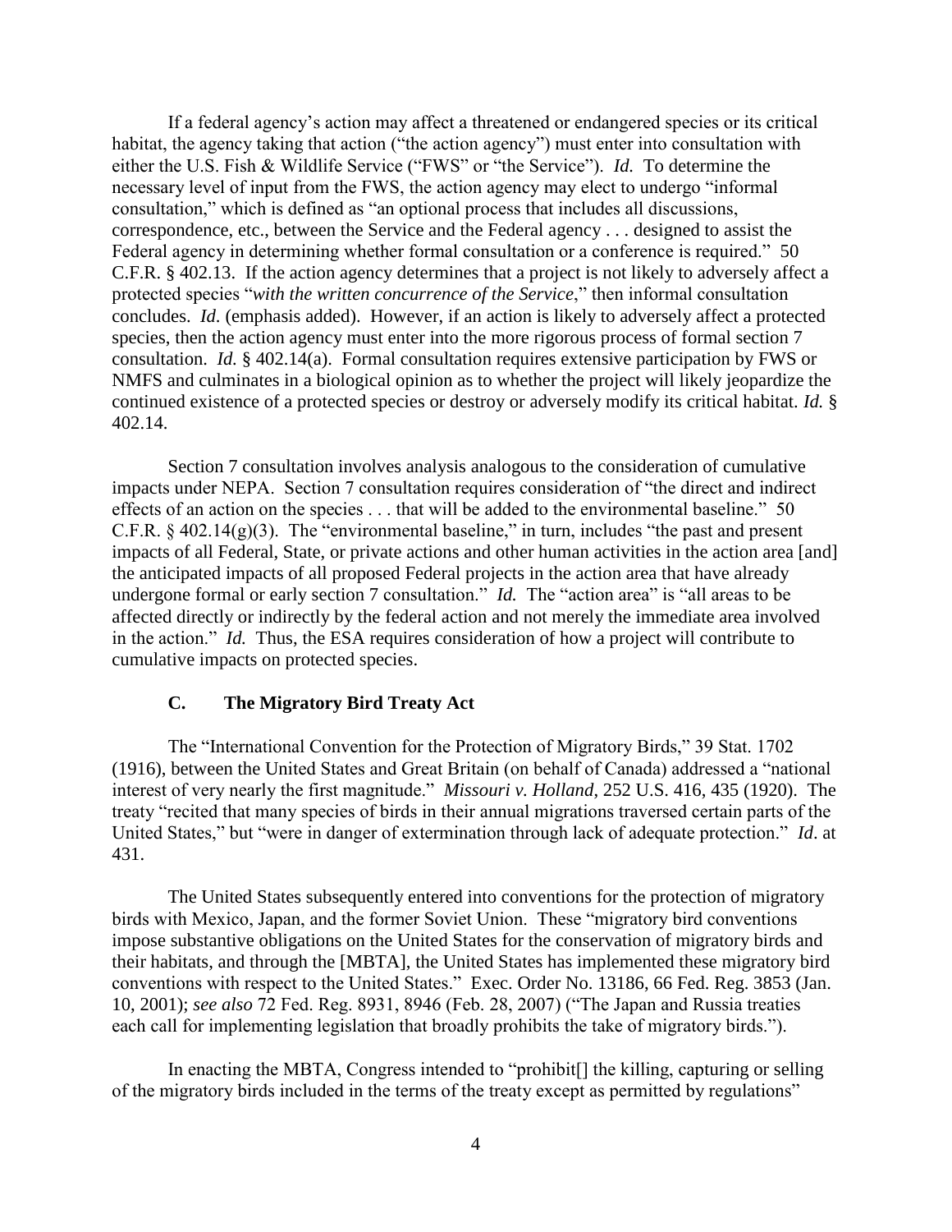If a federal agency's action may affect a threatened or endangered species or its critical habitat, the agency taking that action ("the action agency") must enter into consultation with either the U.S. Fish & Wildlife Service ("FWS" or "the Service"). *Id.* To determine the necessary level of input from the FWS, the action agency may elect to undergo "informal consultation," which is defined as "an optional process that includes all discussions, correspondence, etc., between the Service and the Federal agency . . . designed to assist the Federal agency in determining whether formal consultation or a conference is required." 50 C.F.R. § 402.13. If the action agency determines that a project is not likely to adversely affect a protected species "*with the written concurrence of the Service*," then informal consultation concludes. *Id*. (emphasis added). However, if an action is likely to adversely affect a protected species, then the action agency must enter into the more rigorous process of formal section 7 consultation. *Id.* § 402.14(a). Formal consultation requires extensive participation by FWS or NMFS and culminates in a biological opinion as to whether the project will likely jeopardize the continued existence of a protected species or destroy or adversely modify its critical habitat. *Id.* § 402.14.

Section 7 consultation involves analysis analogous to the consideration of cumulative impacts under NEPA. Section 7 consultation requires consideration of "the direct and indirect effects of an action on the species . . . that will be added to the environmental baseline." 50 C.F.R. § 402.14(g)(3). The "environmental baseline," in turn, includes "the past and present impacts of all Federal, State, or private actions and other human activities in the action area [and] the anticipated impacts of all proposed Federal projects in the action area that have already undergone formal or early section 7 consultation." *Id.* The "action area" is "all areas to be affected directly or indirectly by the federal action and not merely the immediate area involved in the action." *Id.* Thus, the ESA requires consideration of how a project will contribute to cumulative impacts on protected species.

### C. The Migratory Bird Treaty Act

The "International Convention for the Protection of Migratory Birds," 39 Stat. 1702 (1916), between the United States and Great Britain (on behalf of Canada) addressed a "national interest of very nearly the first magnitude." *Missouri v. Holland*, 252 U.S. 416, 435 (1920). The treaty "recited that many species of birds in their annual migrations traversed certain parts of the United States," but "were in danger of extermination through lack of adequate protection." *Id*. at 431.

The United States subsequently entered into conventions for the protection of migratory birds with Mexico, Japan, and the former Soviet Union. These "migratory bird conventions impose substantive obligations on the United States for the conservation of migratory birds and their habitats, and through the [MBTA], the United States has implemented these migratory bird conventions with respect to the United States." Exec. Order No. 13186, 66 Fed. Reg. 3853 (Jan. 10, 2001); *see also* 72 Fed. Reg. 8931, 8946 (Feb. 28, 2007) ("The Japan and Russia treaties each call for implementing legislation that broadly prohibits the take of migratory birds.").

In enacting the MBTA, Congress intended to "prohibit[] the killing, capturing or selling of the migratory birds included in the terms of the treaty except as permitted by regulations"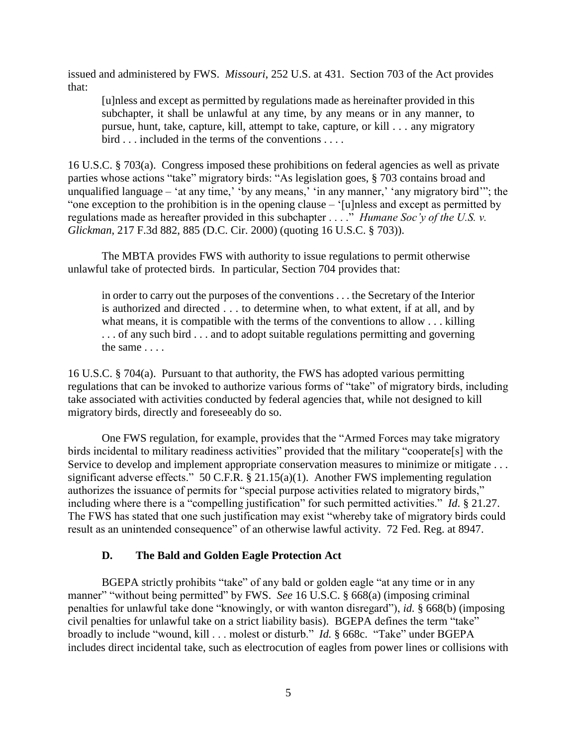issued and administered by FWS. *Missouri*, 252 U.S. at 431. Section 703 of the Act provides that:

> [u]nless and except as permitted by regulations made as hereinafter provided in this subchapter, it shall be unlawful at any time, by any means or in any manner, to pursue, hunt, take, capture, kill, attempt to take, capture, or kill . . . any migratory bird . . . included in the terms of the conventions . . . .

16 U.S.C. § 703(a). Congress imposed these prohibitions on federal agencies as well as private parties whose actions "take" migratory birds: "As legislation goes, § 703 contains broad and unqualified language – 'at any time,' 'by any means,' 'in any manner,' 'any migratory bird'"; the "one exception to the prohibition is in the opening clause – '[u]nless and except as permitted by regulations made as hereafter provided in this subchapter . . . .'" *Humane Soc'y of the U.S. v. Glickman*, 217 F.3d 882, 885 (D.C. Cir. 2000) (quoting 16 U.S.C. § 703)).

The MBTA provides FWS with authority to issue regulations to permit otherwise unlawful take of protected birds. In particular, Section 704 provides that:

> in order to carry out the purposes of the conventions . . . the Secretary of the Interior is authorized and directed . . . to determine when, to what extent, if at all, and by what means, it is compatible with the terms of the conventions to allow . . . killing . . . of any such bird . . . and to adopt suitable regulations permitting and governing the same . . . .

16 U.S.C. § 704(a). Pursuant to that authority, the FWS has adopted various permitting regulations that can be invoked to authorize various forms of "take" of migratory birds, including take associated with activities conducted by federal agencies that, while not designed to kill migratory birds, directly and foreseeably do so.

One FWS regulation, for example, provides that the "Armed Forces may take migratory birds incidental to military readiness activities" provided that the military "cooperate[s] with the Service to develop and implement appropriate conservation measures to minimize or mitigate . . . significant adverse effects." 50 C.F.R. § 21.15(a)(1). Another FWS implementing regulation authorizes the issuance of permits for "special purpose activities related to migratory birds," including where there is a "compelling justification" for such permitted activities." *Id.* § 21.27. The FWS has stated that one such justification may exist "whereby take of migratory birds could result as an unintended consequence" of an otherwise lawful activity. 72 Fed. Reg. at 8947.

### D. The Bald and Golden Eagle Protection Act

BGEPA strictly prohibits "take" of any bald or golden eagle "at any time or in any manner" "without being permitted" by FWS. *See* 16 U.S.C. § 668(a) (imposing criminal penalties for unlawful take done "knowingly, or with wanton disregard"), *id.* § 668(b) (imposing civil penalties for unlawful take on a strict liability basis). BGEPA defines the term "take" broadly to include "wound, kill . . . molest or disturb." *Id.* § 668c. "Take" under BGEPA includes direct incidental take, such as electrocution of eagles from power lines or collisions with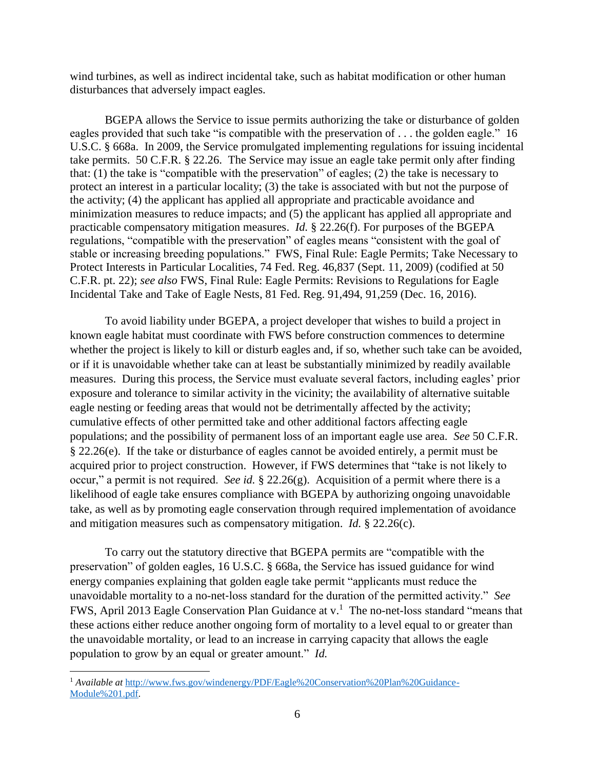wind turbines, as well as indirect incidental take, such as habitat modification or other human disturbances that adversely impact eagles.

BGEPA allows the Service to issue permits authorizing the take or disturbance of golden eagles provided that such take "is compatible with the preservation of . . . the golden eagle." 16 U.S.C. § 668a. In 2009, the Service promulgated implementing regulations for issuing incidental take permits. 50 C.F.R. § 22.26. The Service may issue an eagle take permit only after finding that: (1) the take is "compatible with the preservation" of eagles; (2) the take is necessary to protect an interest in a particular locality; (3) the take is associated with but not the purpose of the activity; (4) the applicant has applied all appropriate and practicable avoidance and minimization measures to reduce impacts; and (5) the applicant has applied all appropriate and practicable compensatory mitigation measures. *Id.* § 22.26(f). For purposes of the BGEPA regulations, "compatible with the preservation" of eagles means "consistent with the goal of stable or increasing breeding populations." FWS, Final Rule: Eagle Permits; Take Necessary to Protect Interests in Particular Localities, 74 Fed. Reg. 46,837 (Sept. 11, 2009) (codified at 50 C.F.R. pt. 22); *see also* FWS, Final Rule: Eagle Permits: Revisions to Regulations for Eagle Incidental Take and Take of Eagle Nests, 81 Fed. Reg. 91,494, 91,259 (Dec. 16, 2016).

To avoid liability under BGEPA, a project developer that wishes to build a project in known eagle habitat must coordinate with FWS before construction commences to determine whether the project is likely to kill or disturb eagles and, if so, whether such take can be avoided, or if it is unavoidable whether take can at least be substantially minimized by readily available measures. During this process, the Service must evaluate several factors, including eagles' prior exposure and tolerance to similar activity in the vicinity; the availability of alternative suitable eagle nesting or feeding areas that would not be detrimentally affected by the activity; cumulative effects of other permitted take and other additional factors affecting eagle populations; and the possibility of permanent loss of an important eagle use area. *See* 50 C.F.R. § 22.26(e). If the take or disturbance of eagles cannot be avoided entirely, a permit must be acquired prior to project construction. However, if FWS determines that "take is not likely to occur," a permit is not required. *See id.* § 22.26(g). Acquisition of a permit where there is a likelihood of eagle take ensures compliance with BGEPA by authorizing ongoing unavoidable take, as well as by promoting eagle conservation through required implementation of avoidance and mitigation measures such as compensatory mitigation. *Id.* § 22.26(c).

To carry out the statutory directive that BGEPA permits are "compatible with the preservation" of golden eagles, 16 U.S.C. § 668a, the Service has issued guidance for wind energy companies explaining that golden eagle take permit "applicants must reduce the unavoidable mortality to a no-net-loss standard for the duration of the permitted activity." *See* FWS, April 2013 Eagle Conservation Plan Guidance at v.[1] The no-net-loss standard "means that these actions either reduce another ongoing form of mortality to a level equal to or greater than the unavoidable mortality, or lead to an increase in carrying capacity that allows the eagle population to grow by an equal or greater amount." *Id.*

[1] *Available at* http://www.fws.gov/windenergy/PDF/Eagle%20Conservation%20Plan%20Guidance-Module%201.pdf.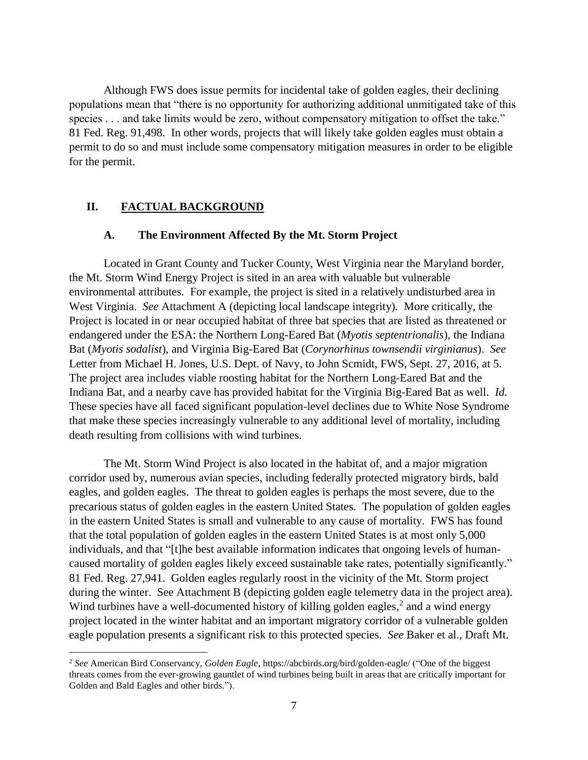Although FWS does issue permits for incidental take of golden eagles, their declining populations mean that "there is no opportunity for authorizing additional unmitigated take of this species . . . and take limits would be zero, without compensatory mitigation to offset the take." 81 Fed. Reg. 91,498. In other words, projects that will likely take golden eagles must obtain a permit to do so and must include some compensatory mitigation measures in order to be eligible for the permit.

## II. FACTUAL BACKGROUND

### A. The Environment Affected By the Mt. Storm Project

Located in Grant County and Tucker County, West Virginia near the Maryland border, the Mt. Storm Wind Energy Project is sited in an area with valuable but vulnerable environmental attributes. For example, the project is sited in a relatively undisturbed area in West Virginia. *See* Attachment A (depicting local landscape integrity). More critically, the Project is located in or near occupied habitat of three bat species that are listed as threatened or endangered under the ESA: the Northern Long-Eared Bat (*Myotis septentrionalis*), the Indiana Bat (*Myotis sodalist*), and Virginia Big-Eared Bat (*Corynorhinus townsendii virginianus*). *See* Letter from Michael H. Jones, U.S. Dept. of Navy, to John Scmidt, FWS, Sept. 27, 2016, at 5. The project area includes viable roosting habitat for the Northern Long-Eared Bat and the Indiana Bat, and a nearby cave has provided habitat for the Virginia Big-Eared Bat as well. *Id.* These species have all faced significant population-level declines due to White Nose Syndrome that make these species increasingly vulnerable to any additional level of mortality, including death resulting from collisions with wind turbines.

The Mt. Storm Wind Project is also located in the habitat of, and a major migration corridor used by, numerous avian species, including federally protected migratory birds, bald eagles, and golden eagles. The threat to golden eagles is perhaps the most severe, due to the precarious status of golden eagles in the eastern United States. The population of golden eagles in the eastern United States is small and vulnerable to any cause of mortality. FWS has found that the total population of golden eagles in the eastern United States is at most only 5,000 individuals, and that "[t]he best available information indicates that ongoing levels of human-caused mortality of golden eagles likely exceed sustainable take rates, potentially significantly." 81 Fed. Reg. 27,941. Golden eagles regularly roost in the vicinity of the Mt. Storm project during the winter. See Attachment B (depicting golden eagle telemetry data in the project area). Wind turbines have a well-documented history of killing golden eagles,[2] and a wind energy project located in the winter habitat and an important migratory corridor of a vulnerable golden eagle population presents a significant risk to this protected species. *See* Baker et al., Draft Mt.

---

[2] *See* American Bird Conservancy, *Golden Eagle*, https://abcbirds.org/bird/golden-eagle/ ("One of the biggest threats comes from the ever-growing gauntlet of wind turbines being built in areas that are critically important for Golden and Bald Eagles and other birds.").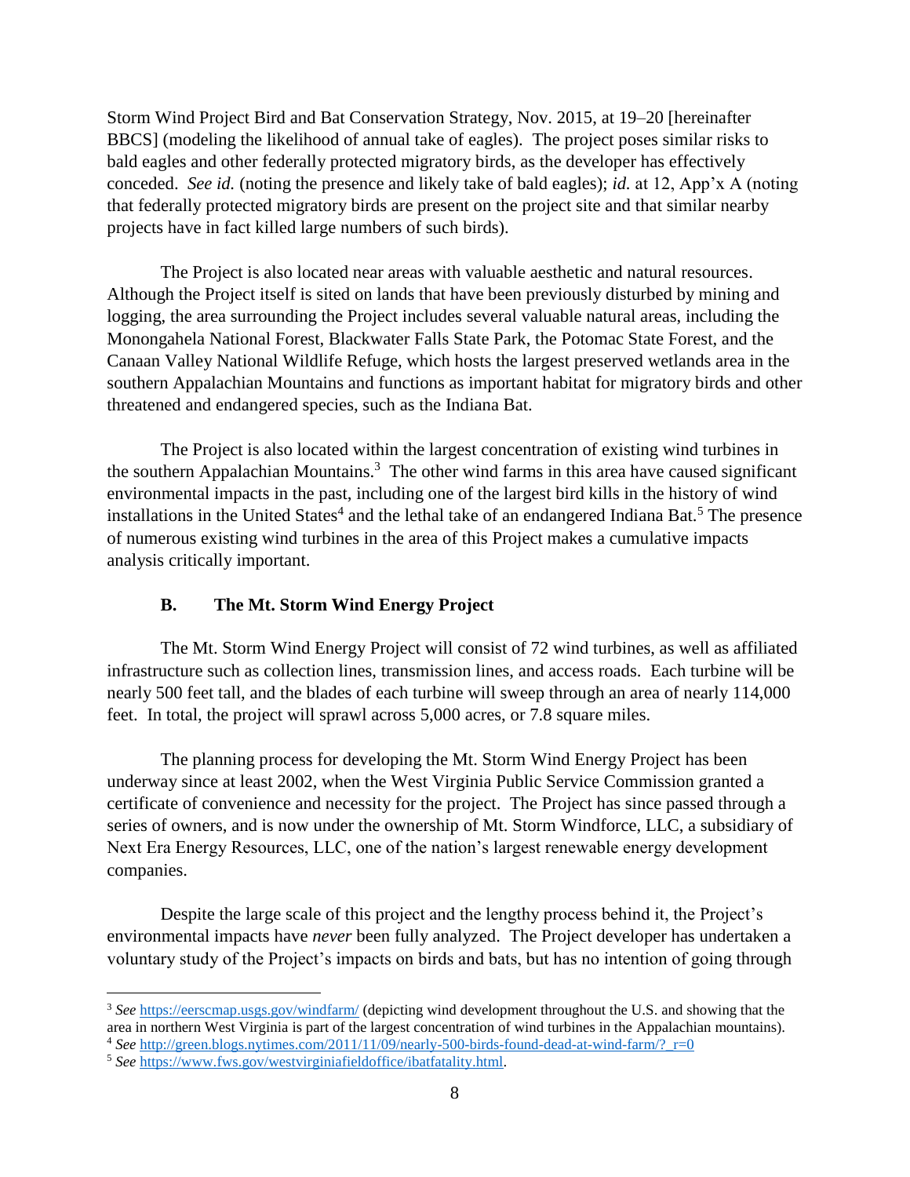Storm Wind Project Bird and Bat Conservation Strategy, Nov. 2015, at 19–20 [hereinafter BBCS] (modeling the likelihood of annual take of eagles). The project poses similar risks to bald eagles and other federally protected migratory birds, as the developer has effectively conceded. *See id.* (noting the presence and likely take of bald eagles); *id.* at 12, App'x A (noting that federally protected migratory birds are present on the project site and that similar nearby projects have in fact killed large numbers of such birds).

The Project is also located near areas with valuable aesthetic and natural resources. Although the Project itself is sited on lands that have been previously disturbed by mining and logging, the area surrounding the Project includes several valuable natural areas, including the Monongahela National Forest, Blackwater Falls State Park, the Potomac State Forest, and the Canaan Valley National Wildlife Refuge, which hosts the largest preserved wetlands area in the southern Appalachian Mountains and functions as important habitat for migratory birds and other threatened and endangered species, such as the Indiana Bat.

The Project is also located within the largest concentration of existing wind turbines in the southern Appalachian Mountains.[3] The other wind farms in this area have caused significant environmental impacts in the past, including one of the largest bird kills in the history of wind installations in the United States[4] and the lethal take of an endangered Indiana Bat.[5] The presence of numerous existing wind turbines in the area of this Project makes a cumulative impacts analysis critically important.

### B. The Mt. Storm Wind Energy Project

The Mt. Storm Wind Energy Project will consist of 72 wind turbines, as well as affiliated infrastructure such as collection lines, transmission lines, and access roads. Each turbine will be nearly 500 feet tall, and the blades of each turbine will sweep through an area of nearly 114,000 feet. In total, the project will sprawl across 5,000 acres, or 7.8 square miles.

The planning process for developing the Mt. Storm Wind Energy Project has been underway since at least 2002, when the West Virginia Public Service Commission granted a certificate of convenience and necessity for the project. The Project has since passed through a series of owners, and is now under the ownership of Mt. Storm Windforce, LLC, a subsidiary of Next Era Energy Resources, LLC, one of the nation's largest renewable energy development companies.

Despite the large scale of this project and the lengthy process behind it, the Project's environmental impacts have *never* been fully analyzed. The Project developer has undertaken a voluntary study of the Project's impacts on birds and bats, but has no intention of going through

---

[3] *See* https://eerscmap.usgs.gov/windfarm/ (depicting wind development throughout the U.S. and showing that the area in northern West Virginia is part of the largest concentration of wind turbines in the Appalachian mountains).

[4] *See* http://green.blogs.nytimes.com/2011/11/09/nearly-500-birds-found-dead-at-wind-farm/?_r=0

[5] *See* https://www.fws.gov/westvirginiafieldoffice/ibatfatality.html.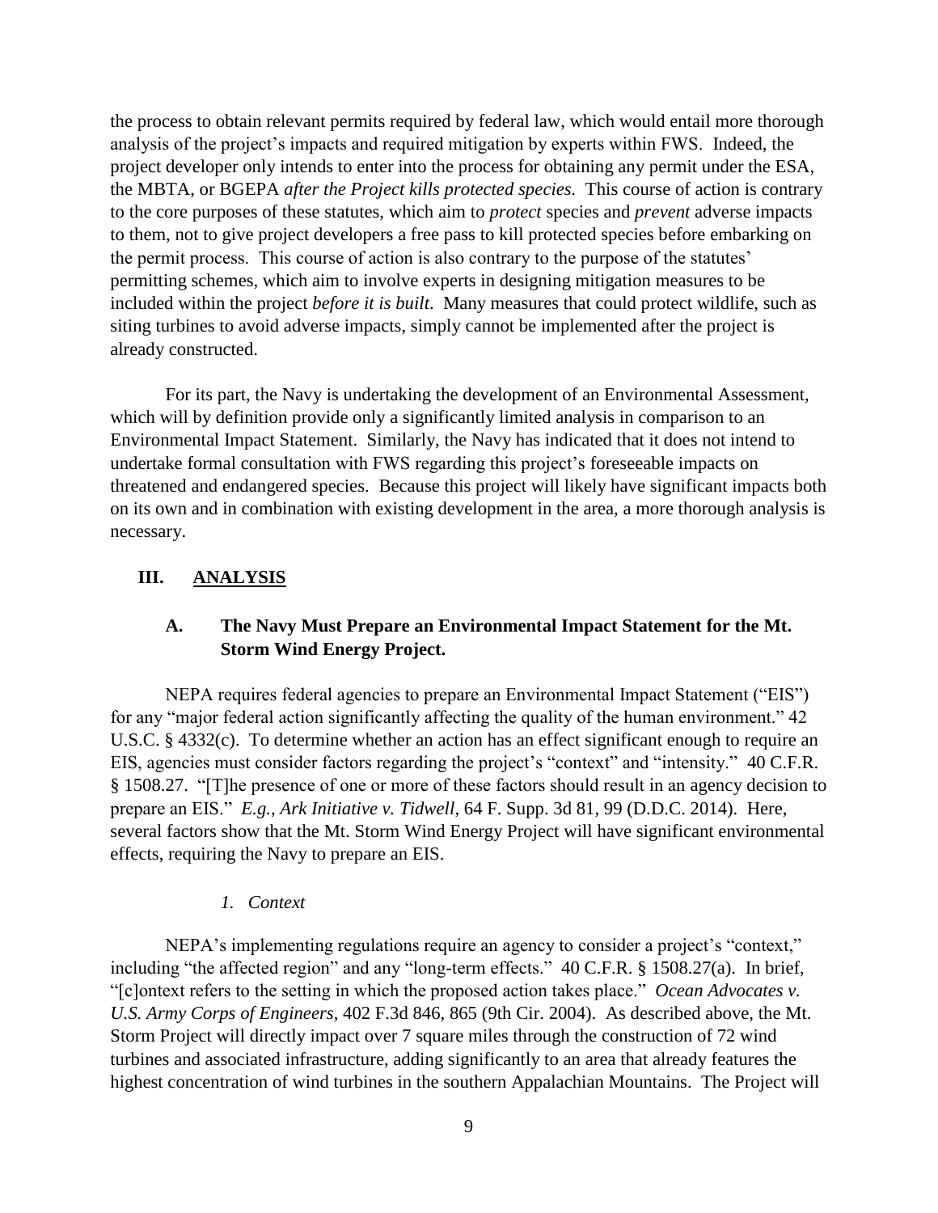the process to obtain relevant permits required by federal law, which would entail more thorough analysis of the project's impacts and required mitigation by experts within FWS. Indeed, the project developer only intends to enter into the process for obtaining any permit under the ESA, the MBTA, or BGEPA *after the Project kills protected species.* This course of action is contrary to the core purposes of these statutes, which aim to *protect* species and *prevent* adverse impacts to them, not to give project developers a free pass to kill protected species before embarking on the permit process. This course of action is also contrary to the purpose of the statutes' permitting schemes, which aim to involve experts in designing mitigation measures to be included within the project *before it is built*. Many measures that could protect wildlife, such as siting turbines to avoid adverse impacts, simply cannot be implemented after the project is already constructed.

For its part, the Navy is undertaking the development of an Environmental Assessment, which will by definition provide only a significantly limited analysis in comparison to an Environmental Impact Statement. Similarly, the Navy has indicated that it does not intend to undertake formal consultation with FWS regarding this project's foreseeable impacts on threatened and endangered species. Because this project will likely have significant impacts both on its own and in combination with existing development in the area, a more thorough analysis is necessary.

## III. ANALYSIS

### A. The Navy Must Prepare an Environmental Impact Statement for the Mt. Storm Wind Energy Project.

NEPA requires federal agencies to prepare an Environmental Impact Statement ("EIS") for any "major federal action significantly affecting the quality of the human environment." 42 U.S.C. § 4332(c). To determine whether an action has an effect significant enough to require an EIS, agencies must consider factors regarding the project's "context" and "intensity." 40 C.F.R. § 1508.27. "[T]he presence of one or more of these factors should result in an agency decision to prepare an EIS." *E.g.*, *Ark Initiative v. Tidwell*, 64 F. Supp. 3d 81, 99 (D.D.C. 2014). Here, several factors show that the Mt. Storm Wind Energy Project will have significant environmental effects, requiring the Navy to prepare an EIS.

#### *1. Context*

NEPA's implementing regulations require an agency to consider a project's "context," including "the affected region" and any "long-term effects." 40 C.F.R. § 1508.27(a). In brief, "[c]ontext refers to the setting in which the proposed action takes place." *Ocean Advocates v. U.S. Army Corps of Engineers*, 402 F.3d 846, 865 (9th Cir. 2004). As described above, the Mt. Storm Project will directly impact over 7 square miles through the construction of 72 wind turbines and associated infrastructure, adding significantly to an area that already features the highest concentration of wind turbines in the southern Appalachian Mountains. The Project will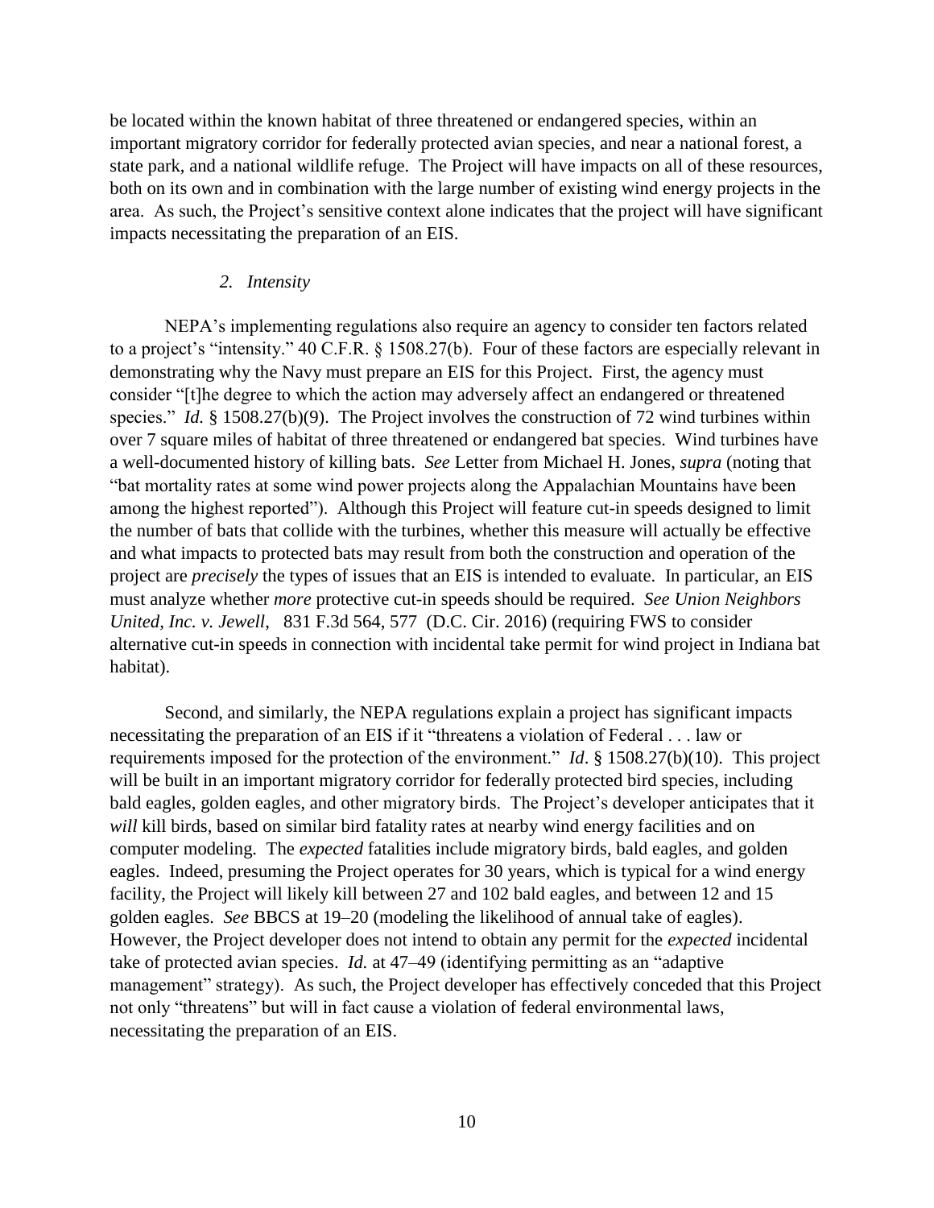be located within the known habitat of three threatened or endangered species, within an important migratory corridor for federally protected avian species, and near a national forest, a state park, and a national wildlife refuge. The Project will have impacts on all of these resources, both on its own and in combination with the large number of existing wind energy projects in the area. As such, the Project's sensitive context alone indicates that the project will have significant impacts necessitating the preparation of an EIS.

### *2. Intensity*

NEPA's implementing regulations also require an agency to consider ten factors related to a project's "intensity." 40 C.F.R. § 1508.27(b). Four of these factors are especially relevant in demonstrating why the Navy must prepare an EIS for this Project. First, the agency must consider "[t]he degree to which the action may adversely affect an endangered or threatened species." *Id.* § 1508.27(b)(9). The Project involves the construction of 72 wind turbines within over 7 square miles of habitat of three threatened or endangered bat species. Wind turbines have a well-documented history of killing bats. *See* Letter from Michael H. Jones, *supra* (noting that "bat mortality rates at some wind power projects along the Appalachian Mountains have been among the highest reported"). Although this Project will feature cut-in speeds designed to limit the number of bats that collide with the turbines, whether this measure will actually be effective and what impacts to protected bats may result from both the construction and operation of the project are *precisely* the types of issues that an EIS is intended to evaluate. In particular, an EIS must analyze whether *more* protective cut-in speeds should be required. *See Union Neighbors United, Inc. v. Jewell*, 831 F.3d 564, 577 (D.C. Cir. 2016) (requiring FWS to consider alternative cut-in speeds in connection with incidental take permit for wind project in Indiana bat habitat).

Second, and similarly, the NEPA regulations explain a project has significant impacts necessitating the preparation of an EIS if it "threatens a violation of Federal . . . law or requirements imposed for the protection of the environment." *Id*. § 1508.27(b)(10). This project will be built in an important migratory corridor for federally protected bird species, including bald eagles, golden eagles, and other migratory birds. The Project's developer anticipates that it *will* kill birds, based on similar bird fatality rates at nearby wind energy facilities and on computer modeling. The *expected* fatalities include migratory birds, bald eagles, and golden eagles. Indeed, presuming the Project operates for 30 years, which is typical for a wind energy facility, the Project will likely kill between 27 and 102 bald eagles, and between 12 and 15 golden eagles. *See* BBCS at 19–20 (modeling the likelihood of annual take of eagles). However, the Project developer does not intend to obtain any permit for the *expected* incidental take of protected avian species. *Id.* at 47–49 (identifying permitting as an "adaptive management" strategy). As such, the Project developer has effectively conceded that this Project not only "threatens" but will in fact cause a violation of federal environmental laws, necessitating the preparation of an EIS.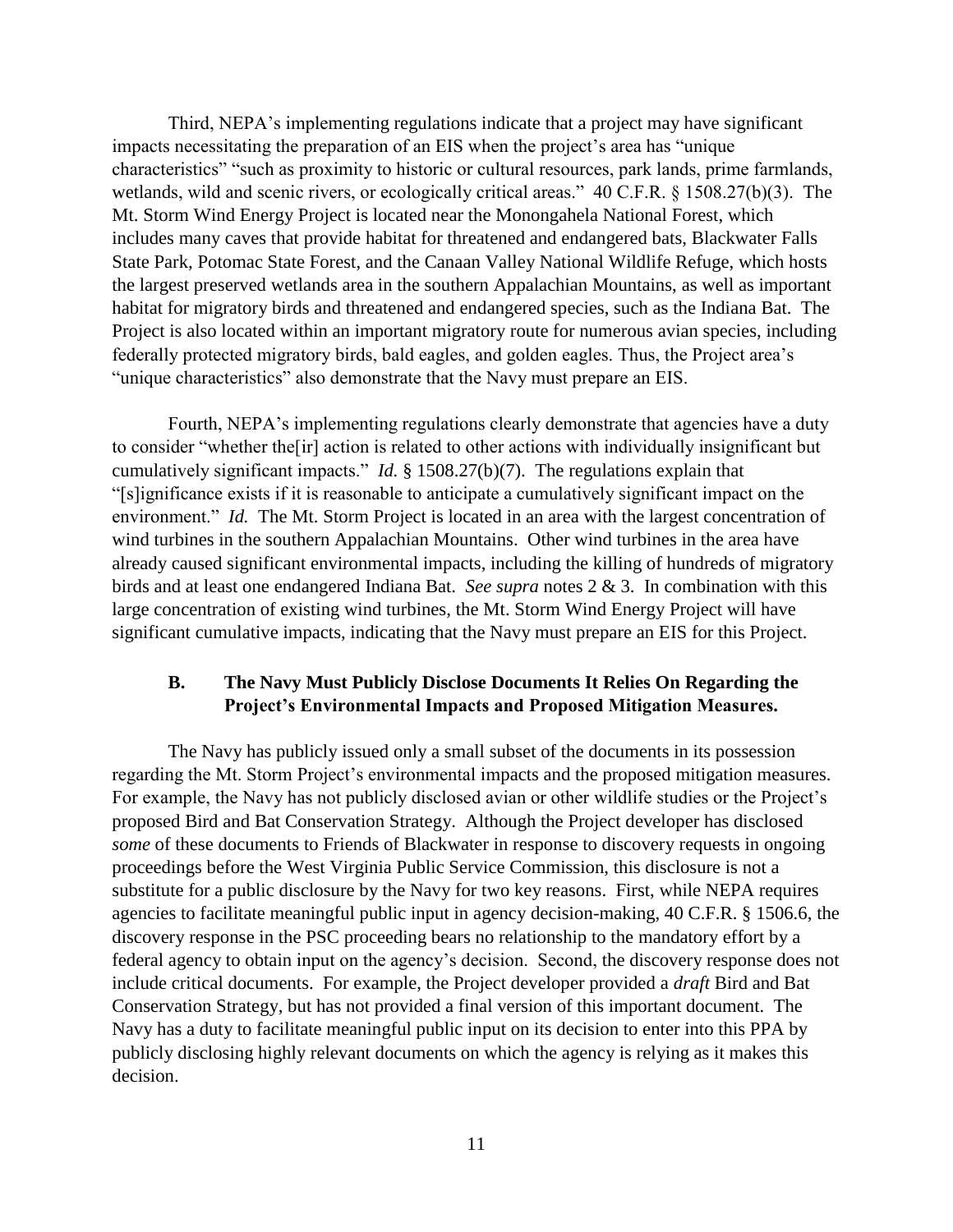Third, NEPA's implementing regulations indicate that a project may have significant impacts necessitating the preparation of an EIS when the project's area has "unique characteristics" "such as proximity to historic or cultural resources, park lands, prime farmlands, wetlands, wild and scenic rivers, or ecologically critical areas." 40 C.F.R. § 1508.27(b)(3). The Mt. Storm Wind Energy Project is located near the Monongahela National Forest, which includes many caves that provide habitat for threatened and endangered bats, Blackwater Falls State Park, Potomac State Forest, and the Canaan Valley National Wildlife Refuge, which hosts the largest preserved wetlands area in the southern Appalachian Mountains, as well as important habitat for migratory birds and threatened and endangered species, such as the Indiana Bat. The Project is also located within an important migratory route for numerous avian species, including federally protected migratory birds, bald eagles, and golden eagles. Thus, the Project area's "unique characteristics" also demonstrate that the Navy must prepare an EIS.

Fourth, NEPA's implementing regulations clearly demonstrate that agencies have a duty to consider "whether the[ir] action is related to other actions with individually insignificant but cumulatively significant impacts." *Id.* § 1508.27(b)(7). The regulations explain that "[s]ignificance exists if it is reasonable to anticipate a cumulatively significant impact on the environment." *Id.* The Mt. Storm Project is located in an area with the largest concentration of wind turbines in the southern Appalachian Mountains. Other wind turbines in the area have already caused significant environmental impacts, including the killing of hundreds of migratory birds and at least one endangered Indiana Bat. *See supra* notes 2 & 3. In combination with this large concentration of existing wind turbines, the Mt. Storm Wind Energy Project will have significant cumulative impacts, indicating that the Navy must prepare an EIS for this Project.

### B. The Navy Must Publicly Disclose Documents It Relies On Regarding the Project's Environmental Impacts and Proposed Mitigation Measures.

The Navy has publicly issued only a small subset of the documents in its possession regarding the Mt. Storm Project's environmental impacts and the proposed mitigation measures. For example, the Navy has not publicly disclosed avian or other wildlife studies or the Project's proposed Bird and Bat Conservation Strategy. Although the Project developer has disclosed *some* of these documents to Friends of Blackwater in response to discovery requests in ongoing proceedings before the West Virginia Public Service Commission, this disclosure is not a substitute for a public disclosure by the Navy for two key reasons. First, while NEPA requires agencies to facilitate meaningful public input in agency decision-making, 40 C.F.R. § 1506.6, the discovery response in the PSC proceeding bears no relationship to the mandatory effort by a federal agency to obtain input on the agency's decision. Second, the discovery response does not include critical documents. For example, the Project developer provided a *draft* Bird and Bat Conservation Strategy, but has not provided a final version of this important document. The Navy has a duty to facilitate meaningful public input on its decision to enter into this PPA by publicly disclosing highly relevant documents on which the agency is relying as it makes this decision.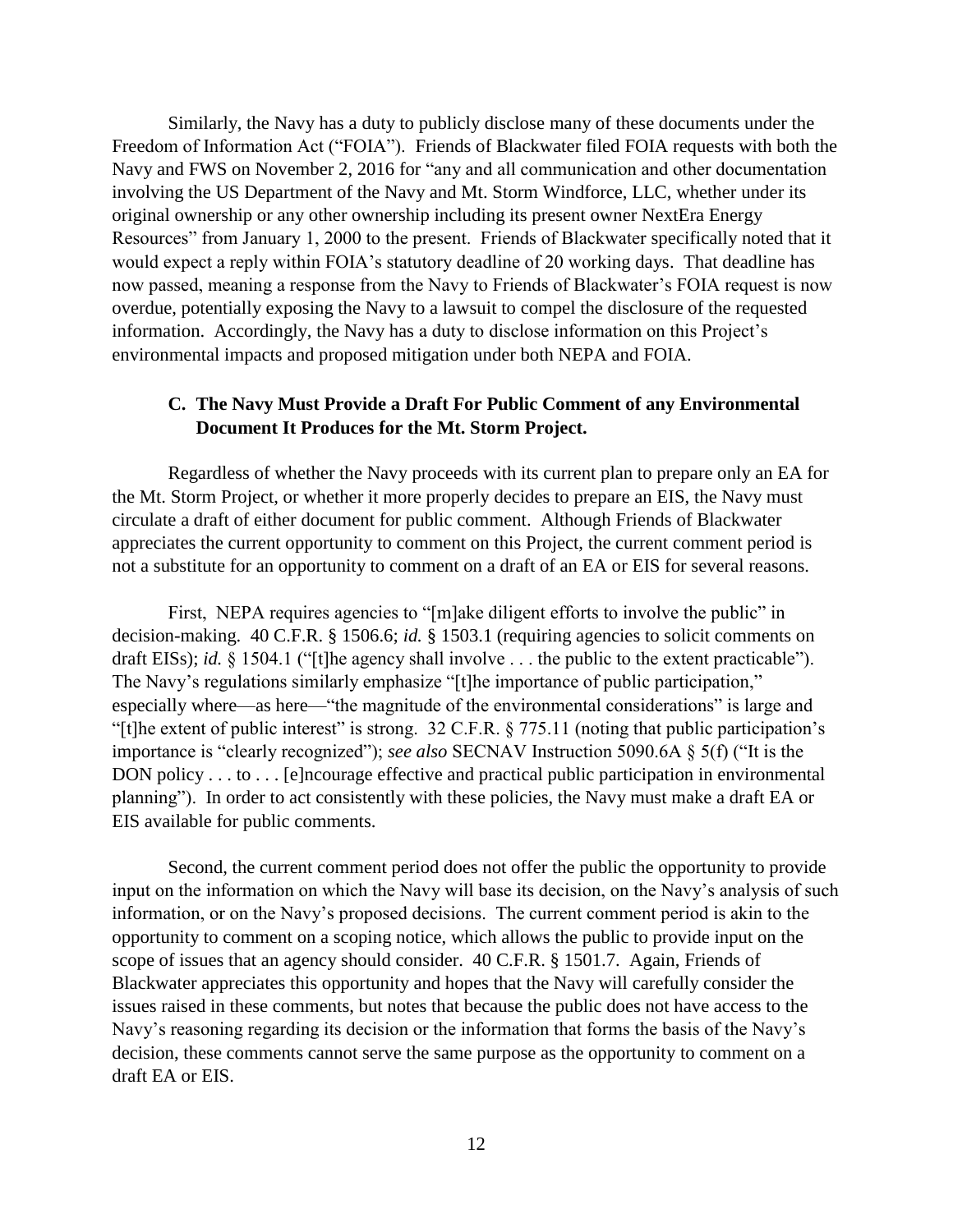Similarly, the Navy has a duty to publicly disclose many of these documents under the Freedom of Information Act ("FOIA"). Friends of Blackwater filed FOIA requests with both the Navy and FWS on November 2, 2016 for "any and all communication and other documentation involving the US Department of the Navy and Mt. Storm Windforce, LLC, whether under its original ownership or any other ownership including its present owner NextEra Energy Resources" from January 1, 2000 to the present. Friends of Blackwater specifically noted that it would expect a reply within FOIA's statutory deadline of 20 working days. That deadline has now passed, meaning a response from the Navy to Friends of Blackwater's FOIA request is now overdue, potentially exposing the Navy to a lawsuit to compel the disclosure of the requested information. Accordingly, the Navy has a duty to disclose information on this Project's environmental impacts and proposed mitigation under both NEPA and FOIA.

### C. The Navy Must Provide a Draft For Public Comment of any Environmental Document It Produces for the Mt. Storm Project.

Regardless of whether the Navy proceeds with its current plan to prepare only an EA for the Mt. Storm Project, or whether it more properly decides to prepare an EIS, the Navy must circulate a draft of either document for public comment. Although Friends of Blackwater appreciates the current opportunity to comment on this Project, the current comment period is not a substitute for an opportunity to comment on a draft of an EA or EIS for several reasons.

First, NEPA requires agencies to "[m]ake diligent efforts to involve the public" in decision-making. 40 C.F.R. § 1506.6; *id.* § 1503.1 (requiring agencies to solicit comments on draft EISs); *id.* § 1504.1 ("[t]he agency shall involve . . . the public to the extent practicable"). The Navy's regulations similarly emphasize "[t]he importance of public participation," especially where—as here—"the magnitude of the environmental considerations" is large and "[t]he extent of public interest" is strong. 32 C.F.R. § 775.11 (noting that public participation's importance is "clearly recognized"); *see also* SECNAV Instruction 5090.6A § 5(f) ("It is the DON policy . . . to . . . [e]ncourage effective and practical public participation in environmental planning"). In order to act consistently with these policies, the Navy must make a draft EA or EIS available for public comments.

Second, the current comment period does not offer the public the opportunity to provide input on the information on which the Navy will base its decision, on the Navy's analysis of such information, or on the Navy's proposed decisions. The current comment period is akin to the opportunity to comment on a scoping notice, which allows the public to provide input on the scope of issues that an agency should consider. 40 C.F.R. § 1501.7. Again, Friends of Blackwater appreciates this opportunity and hopes that the Navy will carefully consider the issues raised in these comments, but notes that because the public does not have access to the Navy's reasoning regarding its decision or the information that forms the basis of the Navy's decision, these comments cannot serve the same purpose as the opportunity to comment on a draft EA or EIS.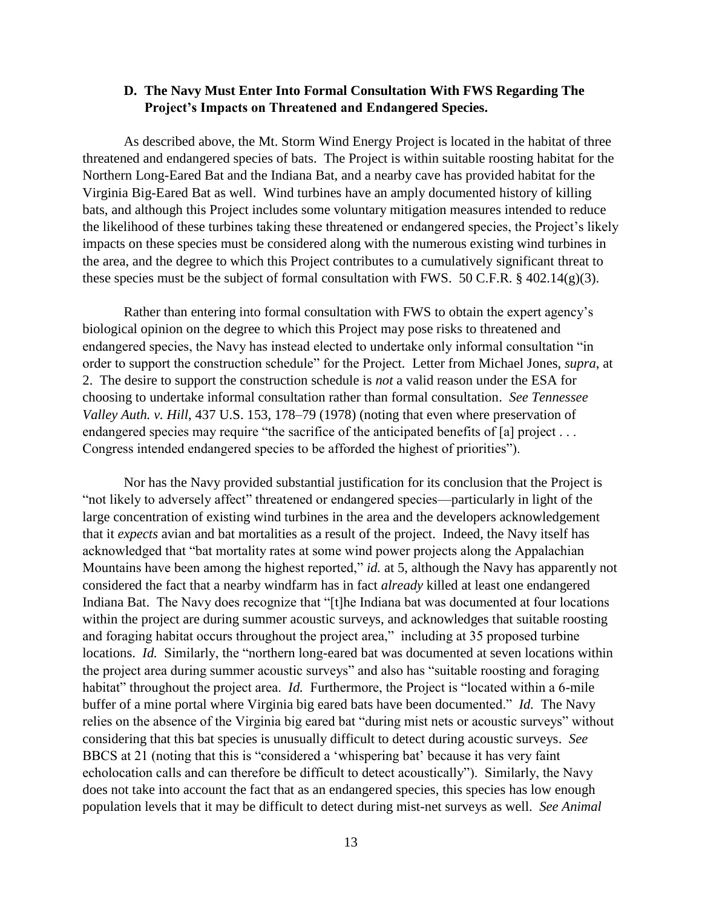### D. The Navy Must Enter Into Formal Consultation With FWS Regarding The Project's Impacts on Threatened and Endangered Species.

As described above, the Mt. Storm Wind Energy Project is located in the habitat of three threatened and endangered species of bats. The Project is within suitable roosting habitat for the Northern Long-Eared Bat and the Indiana Bat, and a nearby cave has provided habitat for the Virginia Big-Eared Bat as well. Wind turbines have an amply documented history of killing bats, and although this Project includes some voluntary mitigation measures intended to reduce the likelihood of these turbines taking these threatened or endangered species, the Project's likely impacts on these species must be considered along with the numerous existing wind turbines in the area, and the degree to which this Project contributes to a cumulatively significant threat to these species must be the subject of formal consultation with FWS. 50 C.F.R. § 402.14(g)(3).

Rather than entering into formal consultation with FWS to obtain the expert agency's biological opinion on the degree to which this Project may pose risks to threatened and endangered species, the Navy has instead elected to undertake only informal consultation "in order to support the construction schedule" for the Project. Letter from Michael Jones, *supra*, at 2. The desire to support the construction schedule is *not* a valid reason under the ESA for choosing to undertake informal consultation rather than formal consultation. *See Tennessee Valley Auth. v. Hill*, 437 U.S. 153, 178–79 (1978) (noting that even where preservation of endangered species may require "the sacrifice of the anticipated benefits of [a] project . . . Congress intended endangered species to be afforded the highest of priorities").

Nor has the Navy provided substantial justification for its conclusion that the Project is "not likely to adversely affect" threatened or endangered species—particularly in light of the large concentration of existing wind turbines in the area and the developers acknowledgement that it *expects* avian and bat mortalities as a result of the project. Indeed, the Navy itself has acknowledged that "bat mortality rates at some wind power projects along the Appalachian Mountains have been among the highest reported," *id.* at 5, although the Navy has apparently not considered the fact that a nearby windfarm has in fact *already* killed at least one endangered Indiana Bat. The Navy does recognize that "[t]he Indiana bat was documented at four locations within the project are during summer acoustic surveys, and acknowledges that suitable roosting and foraging habitat occurs throughout the project area," including at 35 proposed turbine locations. *Id.* Similarly, the "northern long-eared bat was documented at seven locations within the project area during summer acoustic surveys" and also has "suitable roosting and foraging habitat" throughout the project area. *Id.* Furthermore, the Project is "located within a 6-mile buffer of a mine portal where Virginia big eared bats have been documented." *Id.* The Navy relies on the absence of the Virginia big eared bat "during mist nets or acoustic surveys" without considering that this bat species is unusually difficult to detect during acoustic surveys. *See* BBCS at 21 (noting that this is "considered a 'whispering bat' because it has very faint echolocation calls and can therefore be difficult to detect acoustically"). Similarly, the Navy does not take into account the fact that as an endangered species, this species has low enough population levels that it may be difficult to detect during mist-net surveys as well. *See Animal*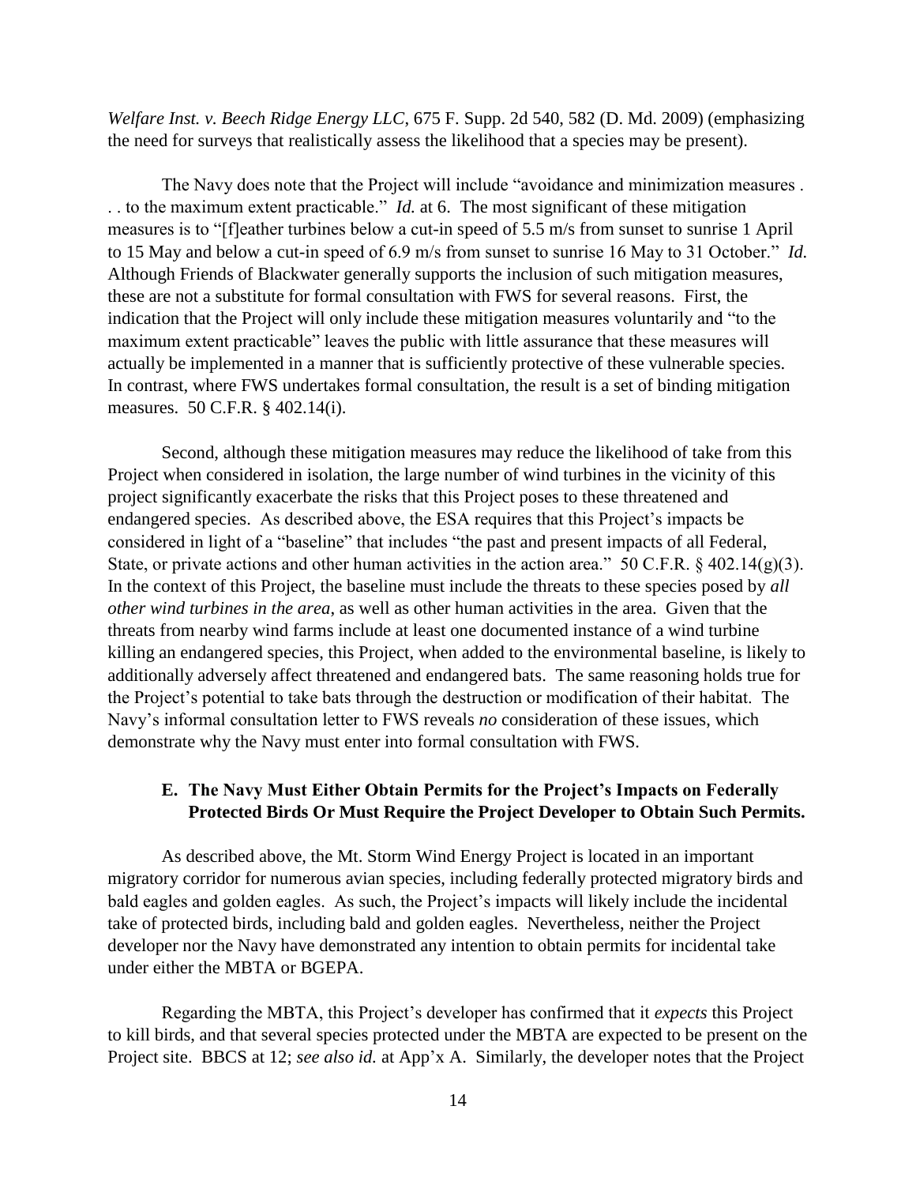*Welfare Inst. v. Beech Ridge Energy LLC*, 675 F. Supp. 2d 540, 582 (D. Md. 2009) (emphasizing the need for surveys that realistically assess the likelihood that a species may be present).

The Navy does note that the Project will include "avoidance and minimization measures . . . to the maximum extent practicable." *Id.* at 6. The most significant of these mitigation measures is to "[f]eather turbines below a cut-in speed of 5.5 m/s from sunset to sunrise 1 April to 15 May and below a cut-in speed of 6.9 m/s from sunset to sunrise 16 May to 31 October." *Id.* Although Friends of Blackwater generally supports the inclusion of such mitigation measures, these are not a substitute for formal consultation with FWS for several reasons. First, the indication that the Project will only include these mitigation measures voluntarily and "to the maximum extent practicable" leaves the public with little assurance that these measures will actually be implemented in a manner that is sufficiently protective of these vulnerable species. In contrast, where FWS undertakes formal consultation, the result is a set of binding mitigation measures. 50 C.F.R. § 402.14(i).

Second, although these mitigation measures may reduce the likelihood of take from this Project when considered in isolation, the large number of wind turbines in the vicinity of this project significantly exacerbate the risks that this Project poses to these threatened and endangered species. As described above, the ESA requires that this Project's impacts be considered in light of a "baseline" that includes "the past and present impacts of all Federal, State, or private actions and other human activities in the action area." 50 C.F.R. § 402.14(g)(3). In the context of this Project, the baseline must include the threats to these species posed by *all other wind turbines in the area*, as well as other human activities in the area. Given that the threats from nearby wind farms include at least one documented instance of a wind turbine killing an endangered species, this Project, when added to the environmental baseline, is likely to additionally adversely affect threatened and endangered bats. The same reasoning holds true for the Project's potential to take bats through the destruction or modification of their habitat. The Navy's informal consultation letter to FWS reveals *no* consideration of these issues, which demonstrate why the Navy must enter into formal consultation with FWS.

### E. The Navy Must Either Obtain Permits for the Project's Impacts on Federally Protected Birds Or Must Require the Project Developer to Obtain Such Permits.

As described above, the Mt. Storm Wind Energy Project is located in an important migratory corridor for numerous avian species, including federally protected migratory birds and bald eagles and golden eagles. As such, the Project's impacts will likely include the incidental take of protected birds, including bald and golden eagles. Nevertheless, neither the Project developer nor the Navy have demonstrated any intention to obtain permits for incidental take under either the MBTA or BGEPA.

Regarding the MBTA, this Project's developer has confirmed that it *expects* this Project to kill birds, and that several species protected under the MBTA are expected to be present on the Project site. BBCS at 12; *see also id.* at App'x A. Similarly, the developer notes that the Project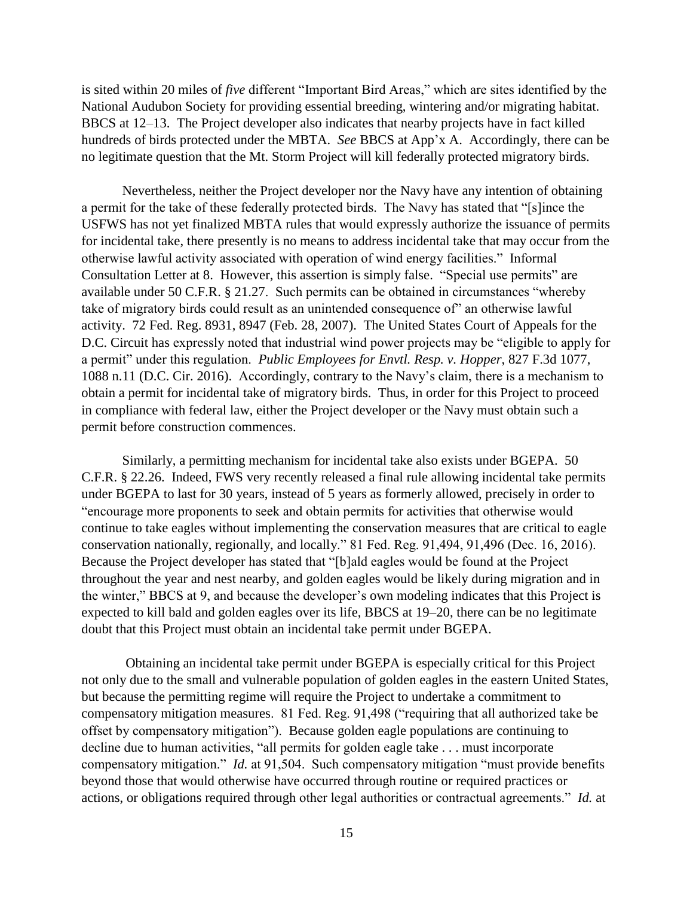is sited within 20 miles of *five* different "Important Bird Areas," which are sites identified by the National Audubon Society for providing essential breeding, wintering and/or migrating habitat. BBCS at 12–13. The Project developer also indicates that nearby projects have in fact killed hundreds of birds protected under the MBTA. *See* BBCS at App'x A. Accordingly, there can be no legitimate question that the Mt. Storm Project will kill federally protected migratory birds.

Nevertheless, neither the Project developer nor the Navy have any intention of obtaining a permit for the take of these federally protected birds. The Navy has stated that "[s]ince the USFWS has not yet finalized MBTA rules that would expressly authorize the issuance of permits for incidental take, there presently is no means to address incidental take that may occur from the otherwise lawful activity associated with operation of wind energy facilities." Informal Consultation Letter at 8. However, this assertion is simply false. "Special use permits" are available under 50 C.F.R. § 21.27. Such permits can be obtained in circumstances "whereby take of migratory birds could result as an unintended consequence of" an otherwise lawful activity. 72 Fed. Reg. 8931, 8947 (Feb. 28, 2007). The United States Court of Appeals for the D.C. Circuit has expressly noted that industrial wind power projects may be "eligible to apply for a permit" under this regulation. *Public Employees for Envtl. Resp. v. Hopper*, 827 F.3d 1077, 1088 n.11 (D.C. Cir. 2016). Accordingly, contrary to the Navy's claim, there is a mechanism to obtain a permit for incidental take of migratory birds. Thus, in order for this Project to proceed in compliance with federal law, either the Project developer or the Navy must obtain such a permit before construction commences.

Similarly, a permitting mechanism for incidental take also exists under BGEPA. 50 C.F.R. § 22.26. Indeed, FWS very recently released a final rule allowing incidental take permits under BGEPA to last for 30 years, instead of 5 years as formerly allowed, precisely in order to "encourage more proponents to seek and obtain permits for activities that otherwise would continue to take eagles without implementing the conservation measures that are critical to eagle conservation nationally, regionally, and locally." 81 Fed. Reg. 91,494, 91,496 (Dec. 16, 2016). Because the Project developer has stated that "[b]ald eagles would be found at the Project throughout the year and nest nearby, and golden eagles would be likely during migration and in the winter," BBCS at 9, and because the developer's own modeling indicates that this Project is expected to kill bald and golden eagles over its life, BBCS at 19–20, there can be no legitimate doubt that this Project must obtain an incidental take permit under BGEPA.

Obtaining an incidental take permit under BGEPA is especially critical for this Project not only due to the small and vulnerable population of golden eagles in the eastern United States, but because the permitting regime will require the Project to undertake a commitment to compensatory mitigation measures. 81 Fed. Reg. 91,498 ("requiring that all authorized take be offset by compensatory mitigation"). Because golden eagle populations are continuing to decline due to human activities, "all permits for golden eagle take . . . must incorporate compensatory mitigation." *Id.* at 91,504. Such compensatory mitigation "must provide benefits beyond those that would otherwise have occurred through routine or required practices or actions, or obligations required through other legal authorities or contractual agreements." *Id.* at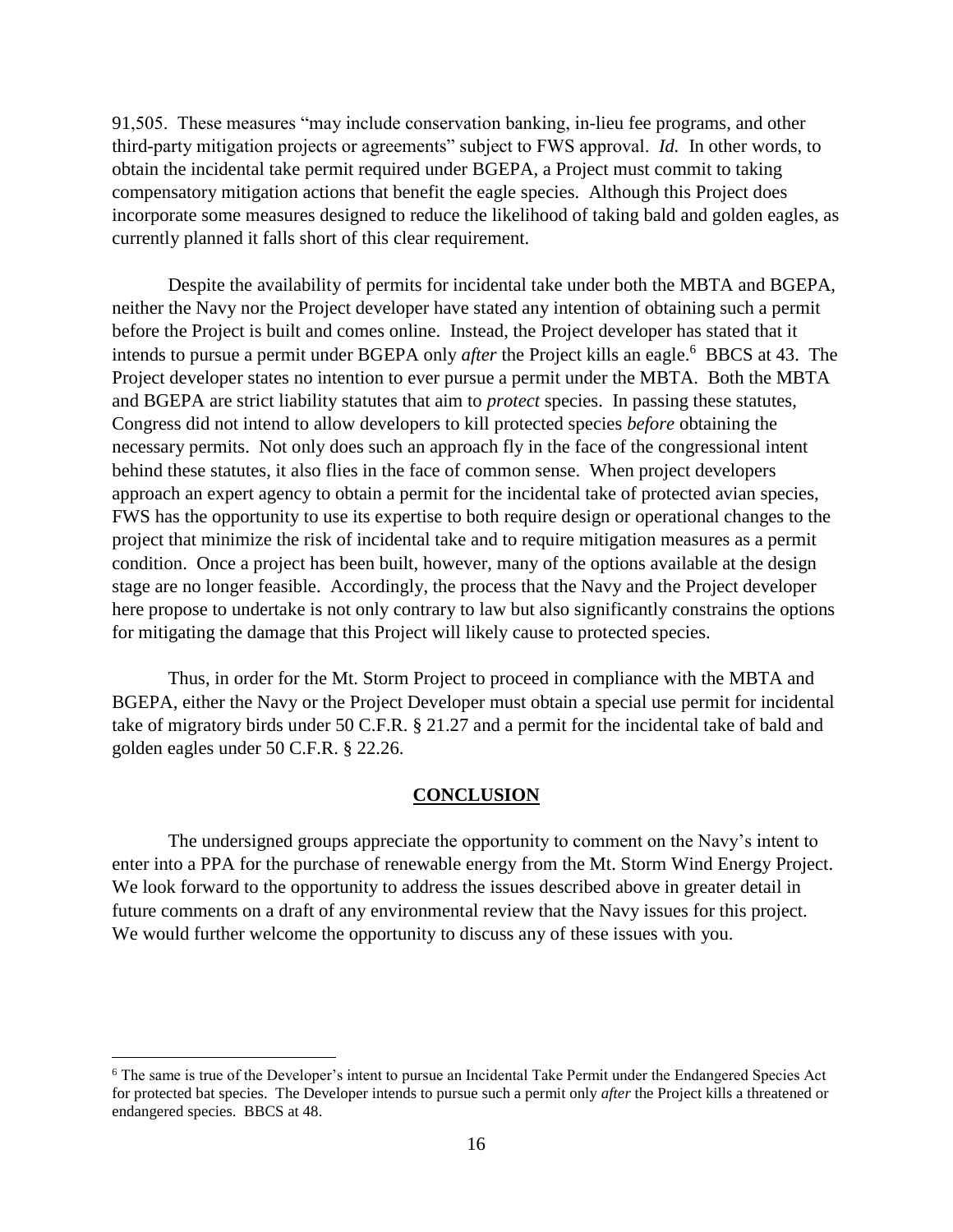91,505. These measures "may include conservation banking, in-lieu fee programs, and other third-party mitigation projects or agreements" subject to FWS approval. *Id.* In other words, to obtain the incidental take permit required under BGEPA, a Project must commit to taking compensatory mitigation actions that benefit the eagle species. Although this Project does incorporate some measures designed to reduce the likelihood of taking bald and golden eagles, as currently planned it falls short of this clear requirement.

Despite the availability of permits for incidental take under both the MBTA and BGEPA, neither the Navy nor the Project developer have stated any intention of obtaining such a permit before the Project is built and comes online. Instead, the Project developer has stated that it intends to pursue a permit under BGEPA only *after* the Project kills an eagle.[6] BBCS at 43. The Project developer states no intention to ever pursue a permit under the MBTA. Both the MBTA and BGEPA are strict liability statutes that aim to *protect* species. In passing these statutes, Congress did not intend to allow developers to kill protected species *before* obtaining the necessary permits. Not only does such an approach fly in the face of the congressional intent behind these statutes, it also flies in the face of common sense. When project developers approach an expert agency to obtain a permit for the incidental take of protected avian species, FWS has the opportunity to use its expertise to both require design or operational changes to the project that minimize the risk of incidental take and to require mitigation measures as a permit condition. Once a project has been built, however, many of the options available at the design stage are no longer feasible. Accordingly, the process that the Navy and the Project developer here propose to undertake is not only contrary to law but also significantly constrains the options for mitigating the damage that this Project will likely cause to protected species.

Thus, in order for the Mt. Storm Project to proceed in compliance with the MBTA and BGEPA, either the Navy or the Project Developer must obtain a special use permit for incidental take of migratory birds under 50 C.F.R. § 21.27 and a permit for the incidental take of bald and golden eagles under 50 C.F.R. § 22.26.

## CONCLUSION

The undersigned groups appreciate the opportunity to comment on the Navy's intent to enter into a PPA for the purchase of renewable energy from the Mt. Storm Wind Energy Project. We look forward to the opportunity to address the issues described above in greater detail in future comments on a draft of any environmental review that the Navy issues for this project. We would further welcome the opportunity to discuss any of these issues with you.

---

[6] The same is true of the Developer's intent to pursue an Incidental Take Permit under the Endangered Species Act for protected bat species. The Developer intends to pursue such a permit only *after* the Project kills a threatened or endangered species. BBCS at 48.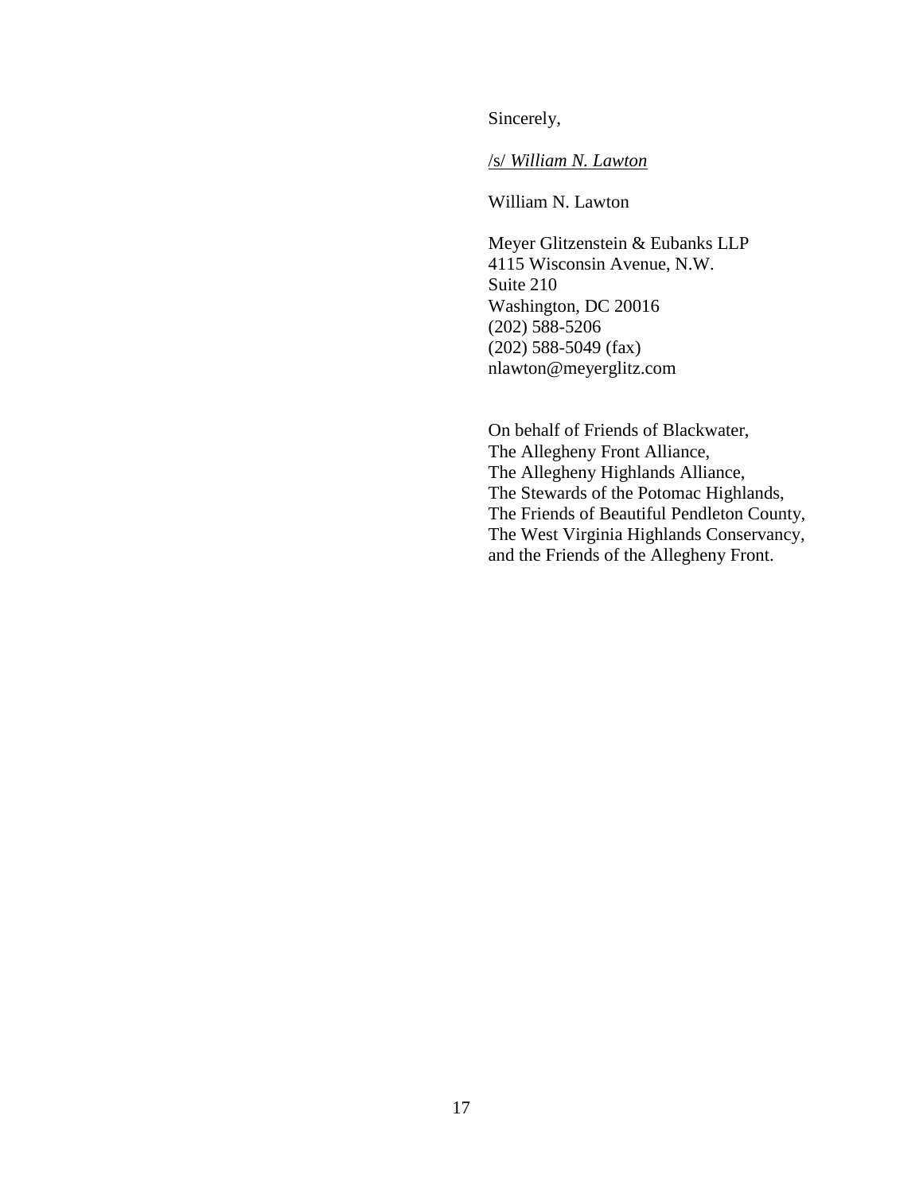Sincerely,

/s/ *William N. Lawton*

William N. Lawton

Meyer Glitzenstein & Eubanks LLP
4115 Wisconsin Avenue, N.W.
Suite 210
Washington, DC 20016
(202) 588-5206
(202) 588-5049 (fax)
nlawton@meyerglitz.com

On behalf of Friends of Blackwater,
The Allegheny Front Alliance,
The Allegheny Highlands Alliance,
The Stewards of the Potomac Highlands,
The Friends of Beautiful Pendleton County,
The West Virginia Highlands Conservancy,
and the Friends of the Allegheny Front.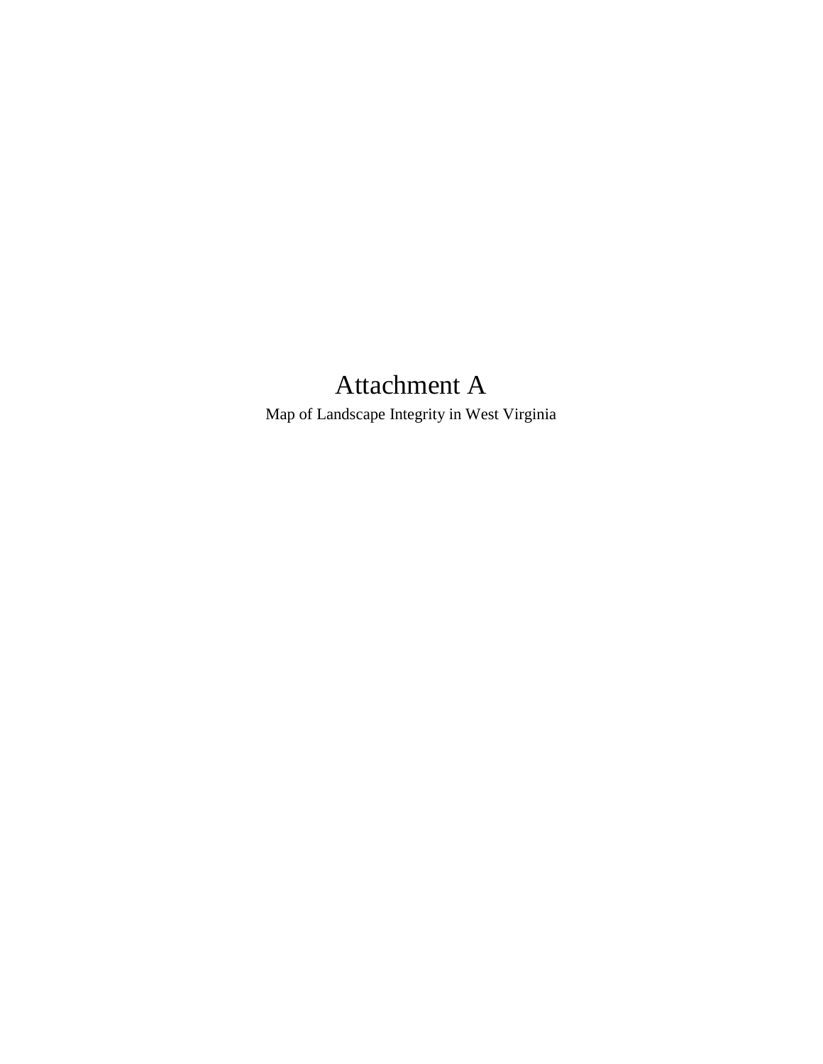# Attachment A

Map of Landscape Integrity in West Virginia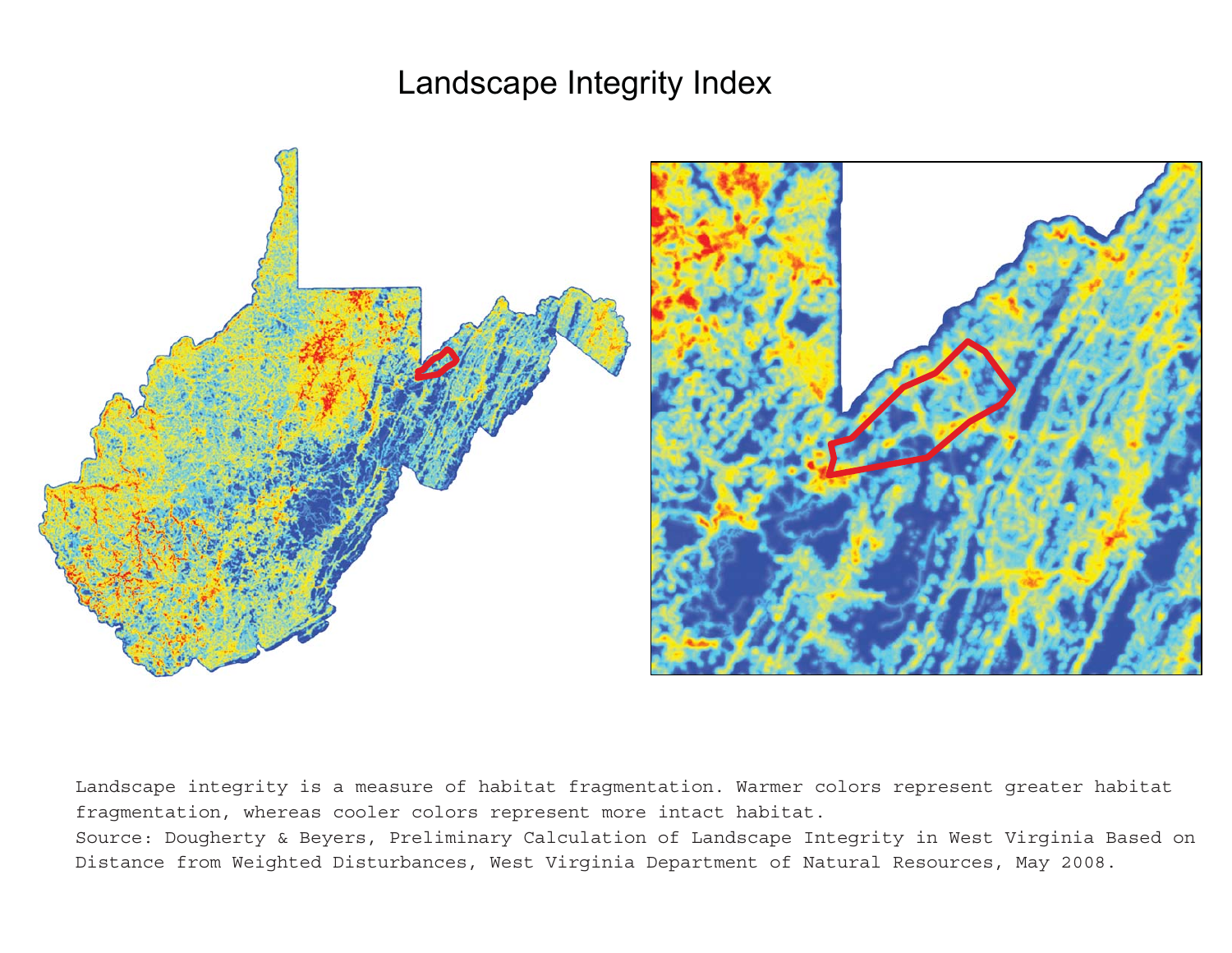# Landscape Integrity Index

Landscape integrity is a measure of habitat fragmentation. Warmer colors represent greater habitat fragmentation, whereas cooler colors represent more intact habitat.
Source: Dougherty & Beyers, Preliminary Calculation of Landscape Integrity in West Virginia Based on Distance from Weighted Disturbances, West Virginia Department of Natural Resources, May 2008.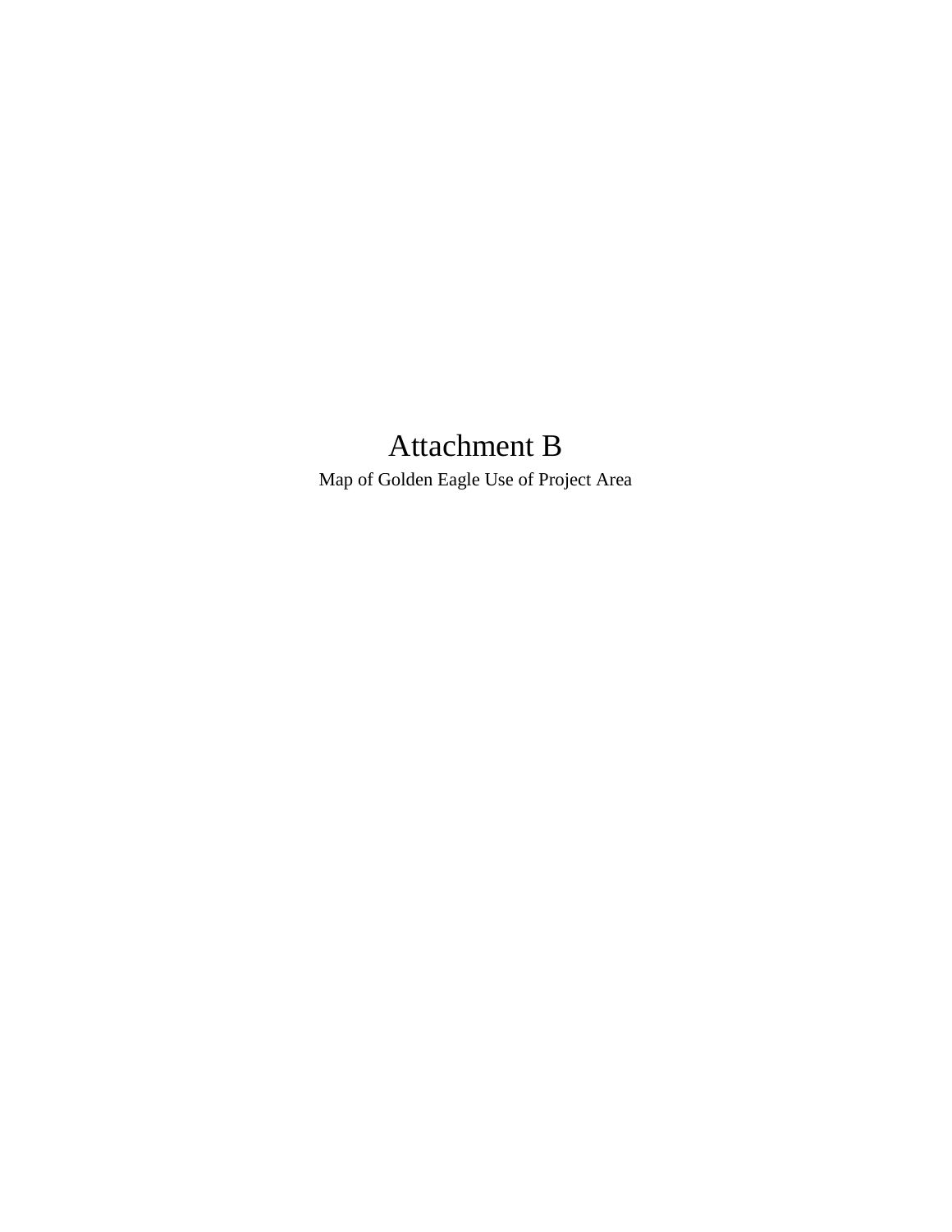# Attachment B

Map of Golden Eagle Use of Project Area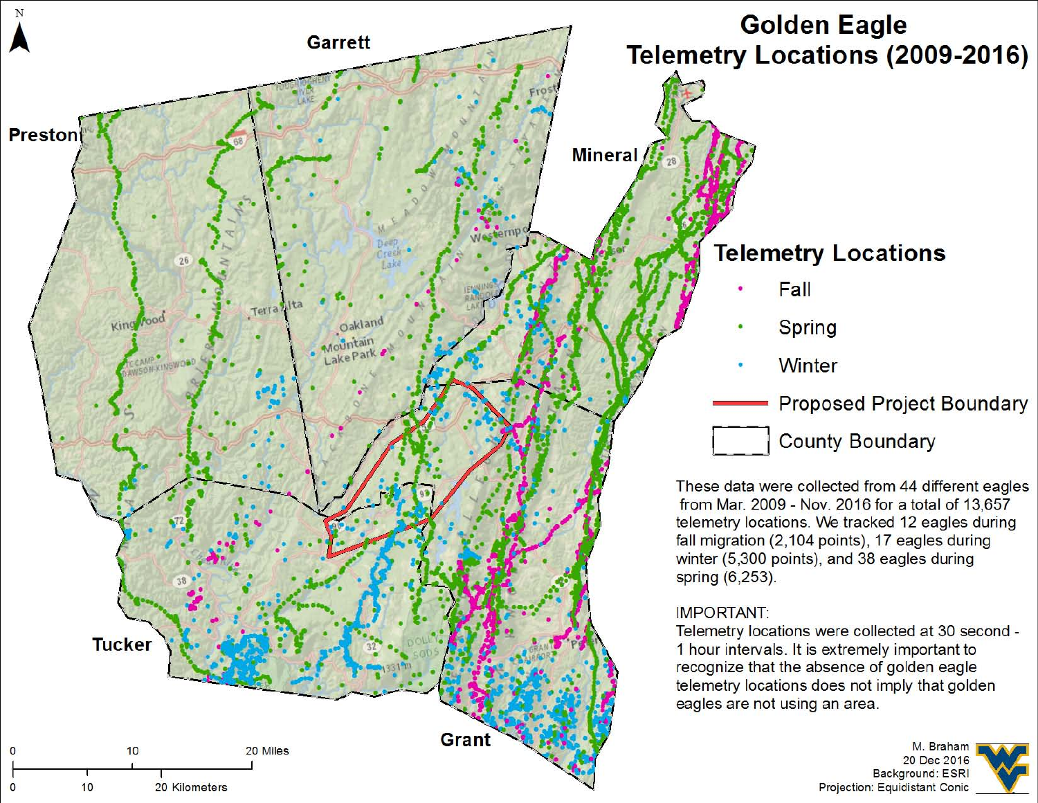# Golden Eagle Telemetry Locations (2009-2016)

N

Garrett

Preston

Mineral

Tucker

Grant

## Telemetry Locations

- Fall
- Spring
- Winter
- Proposed Project Boundary
- County Boundary

These data were collected from 44 different eagles from Mar. 2009 - Nov. 2016 for a total of 13,657 telemetry locations. We tracked 12 eagles during fall migration (2,104 points), 17 eagles during winter (5,300 points), and 38 eagles during spring (6,253).

IMPORTANT:
Telemetry locations were collected at 30 second - 1 hour intervals. It is extremely important to recognize that the absence of golden eagle telemetry locations does not imply that golden eagles are not using an area.

0 10 20 Miles

0 10 20 Kilometers

M. Braham
20 Dec 2016
Background: ESRI
Projection: Equidistant Conic